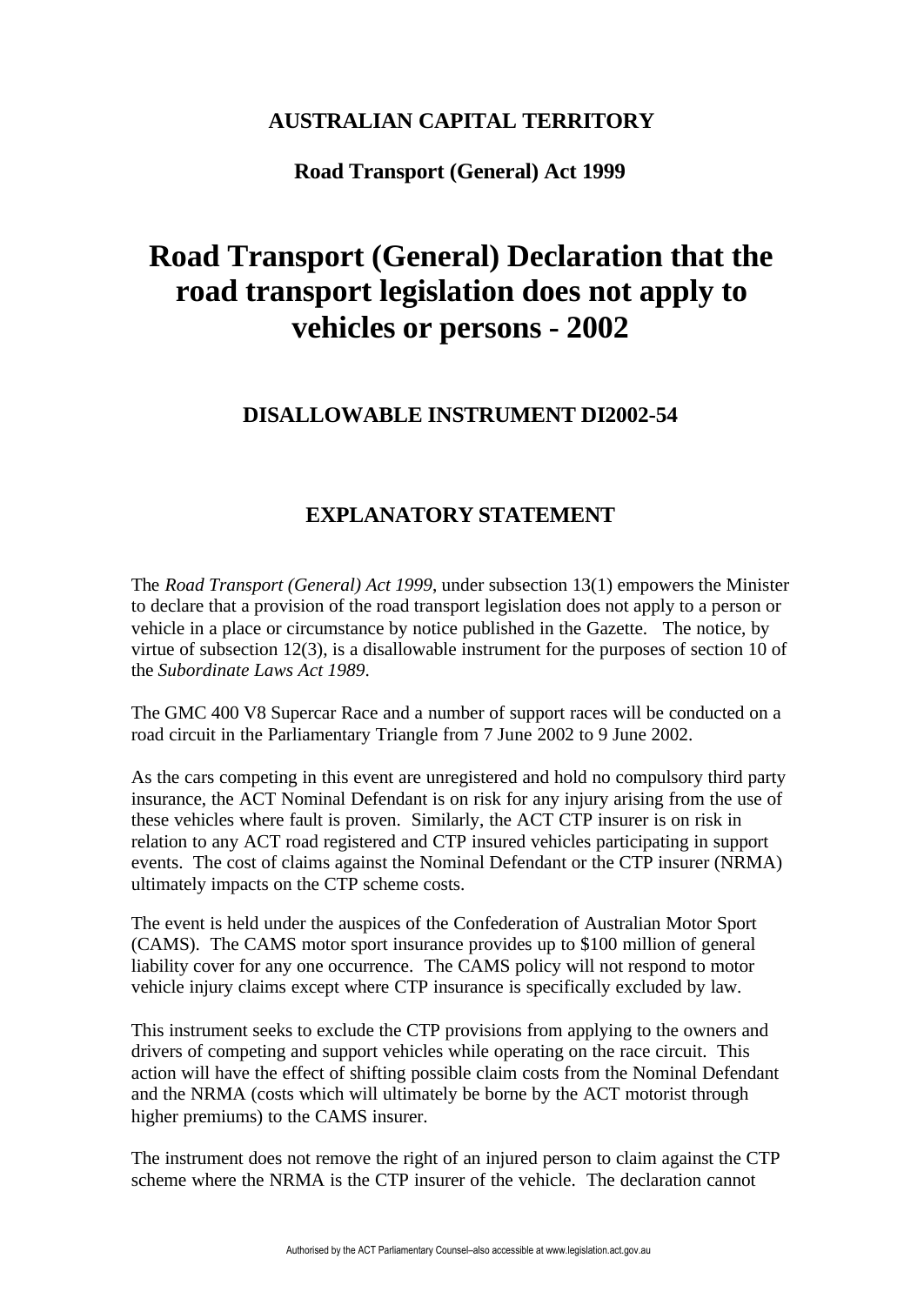**AUSTRALIAN CAPITAL TERRITORY**

**Road Transport (General) Act 1999**

# Road Transport (General) Declaration that the road transport legislation does not apply to vehicles or persons - 2002

## DISALLOWABLE INSTRUMENT DI2002-54

## EXPLANATORY STATEMENT

The *Road Transport (General) Act 1999*, under subsection 13(1) empowers the Minister to declare that a provision of the road transport legislation does not apply to a person or vehicle in a place or circumstance by notice published in the Gazette. The notice, by virtue of subsection 12(3), is a disallowable instrument for the purposes of section 10 of the *Subordinate Laws Act 1989*.

The GMC 400 V8 Supercar Race and a number of support races will be conducted on a road circuit in the Parliamentary Triangle from 7 June 2002 to 9 June 2002.

As the cars competing in this event are unregistered and hold no compulsory third party insurance, the ACT Nominal Defendant is on risk for any injury arising from the use of these vehicles where fault is proven. Similarly, the ACT CTP insurer is on risk in relation to any ACT road registered and CTP insured vehicles participating in support events. The cost of claims against the Nominal Defendant or the CTP insurer (NRMA) ultimately impacts on the CTP scheme costs.

The event is held under the auspices of the Confederation of Australian Motor Sport (CAMS). The CAMS motor sport insurance provides up to $100 million of general liability cover for any one occurrence. The CAMS policy will not respond to motor vehicle injury claims except where CTP insurance is specifically excluded by law.

This instrument seeks to exclude the CTP provisions from applying to the owners and drivers of competing and support vehicles while operating on the race circuit. This action will have the effect of shifting possible claim costs from the Nominal Defendant and the NRMA (costs which will ultimately be borne by the ACT motorist through higher premiums) to the CAMS insurer.

The instrument does not remove the right of an injured person to claim against the CTP scheme where the NRMA is the CTP insurer of the vehicle. The declaration cannot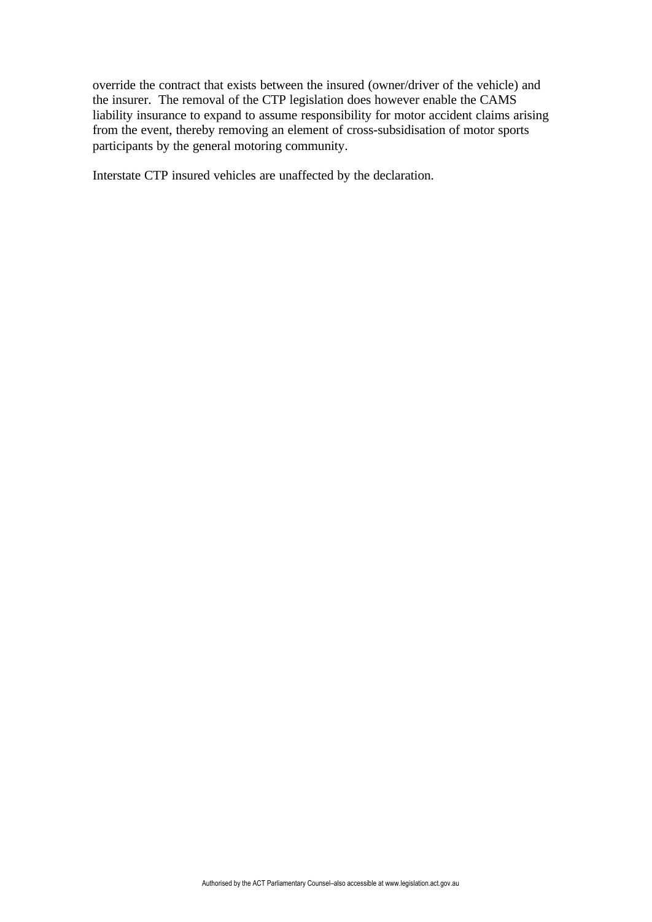override the contract that exists between the insured (owner/driver of the vehicle) and the insurer. The removal of the CTP legislation does however enable the CAMS liability insurance to expand to assume responsibility for motor accident claims arising from the event, thereby removing an element of cross-subsidisation of motor sports participants by the general motoring community.

Interstate CTP insured vehicles are unaffected by the declaration.